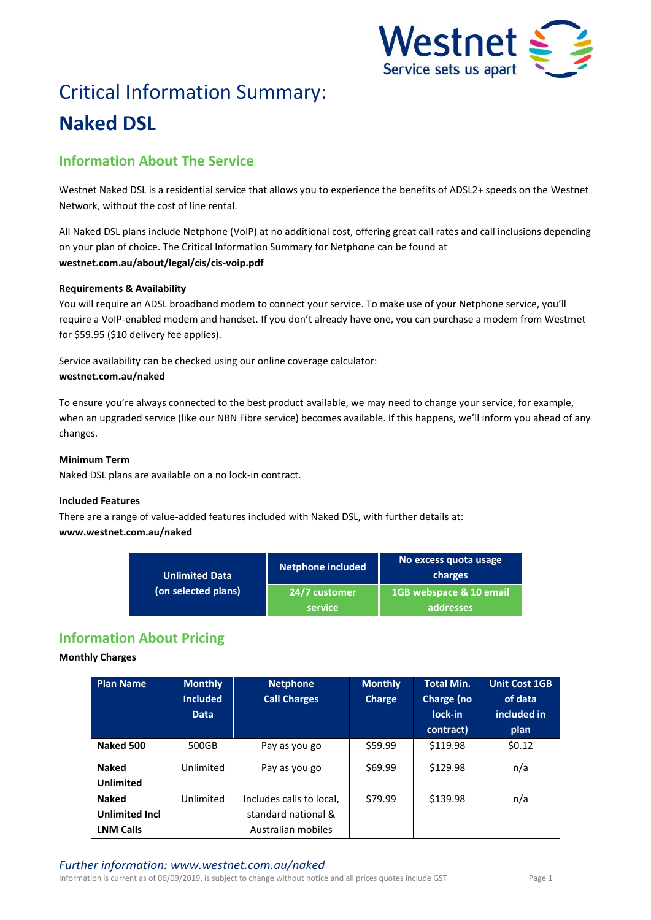# Critical Information Summary:

# Naked DSL

## Information About The Service

Westnet Naked DSL is a residential service that allows you to experience the benefits of ADSL2+ speeds on the Westnet Network, without the cost of line rental.

All Naked DSL plans include Netphone (VoIP) at no additional cost, offering great call rates and call inclusions depending on your plan of choice. The Critical Information Summary for Netphone can be found at **westnet.com.au/about/legal/cis/cis-voip.pdf**

### Requirements & Availability

You will require an ADSL broadband modem to connect your service. To make use of your Netphone service, you'll require a VoIP-enabled modem and handset. If you don't already have one, you can purchase a modem from Westmet for $59.95 ($10 delivery fee applies).

Service availability can be checked using our online coverage calculator:
**westnet.com.au/naked**

To ensure you're always connected to the best product available, we may need to change your service, for example, when an upgraded service (like our NBN Fibre service) becomes available. If this happens, we'll inform you ahead of any changes.

### Minimum Term

Naked DSL plans are available on a no lock-in contract.

### Included Features

There are a range of value-added features included with Naked DSL, with further details at:
**www.westnet.com.au/naked**

| Unlimited Data (on selected plans) | Netphone included | No excess quota usage charges |
|---|---|---|
| | 24/7 customer service | 1GB webspace & 10 email addresses |

## Information About Pricing

### Monthly Charges

| Plan Name | Monthly Included Data | Netphone Call Charges | Monthly Charge | Total Min. Charge (no lock-in contract) | Unit Cost 1GB of data included in plan |
|---|---|---|---|---|---|
| **Naked 500** | 500GB | Pay as you go | $59.99 | $119.98 | $0.12 |
| **Naked Unlimited** | Unlimited | Pay as you go | $69.99 | $129.98 | n/a |
| **Naked Unlimited Incl LNM Calls** | Unlimited | Includes calls to local, standard national & Australian mobiles | $79.99 | $139.98 | n/a |

*Further information: www.westnet.com.au/naked*

Information is current as of 06/09/2019, is subject to change without notice and all prices quotes include GST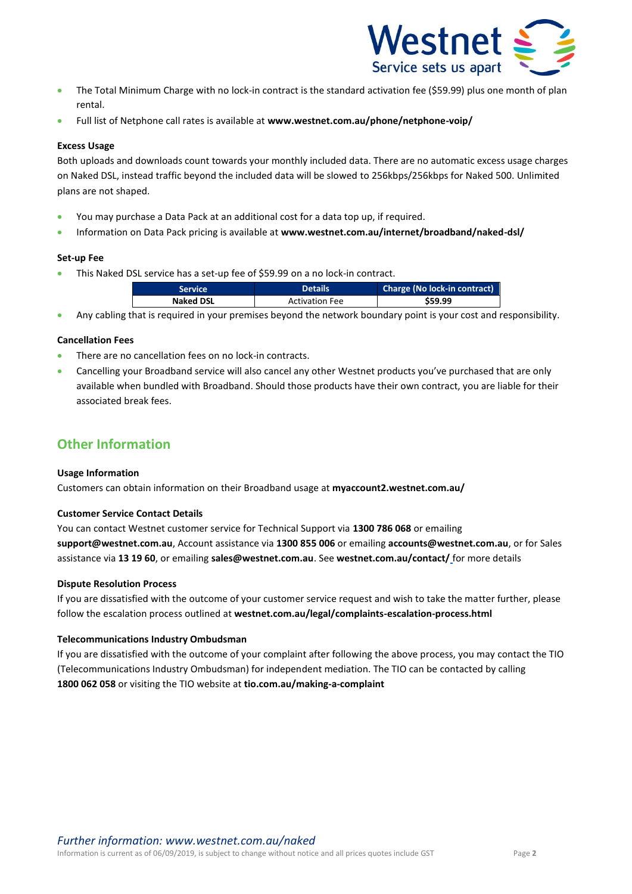- The Total Minimum Charge with no lock-in contract is the standard activation fee ($59.99) plus one month of plan rental.
- Full list of Netphone call rates is available at **www.westnet.com.au/phone/netphone-voip/**

**Excess Usage**

Both uploads and downloads count towards your monthly included data. There are no automatic excess usage charges on Naked DSL, instead traffic beyond the included data will be slowed to 256kbps/256kbps for Naked 500. Unlimited plans are not shaped.

- You may purchase a Data Pack at an additional cost for a data top up, if required.
- Information on Data Pack pricing is available at **www.westnet.com.au/internet/broadband/naked-dsl/**

**Set-up Fee**

- This Naked DSL service has a set-up fee of $59.99 on a no lock-in contract.

| Service | Details | Charge (No lock-in contract) |
|---|---|---|
| **Naked DSL** | Activation Fee | **$59.99** |

- Any cabling that is required in your premises beyond the network boundary point is your cost and responsibility.

**Cancellation Fees**

- There are no cancellation fees on no lock-in contracts.
- Cancelling your Broadband service will also cancel any other Westnet products you've purchased that are only available when bundled with Broadband. Should those products have their own contract, you are liable for their associated break fees.

## Other Information

**Usage Information**

Customers can obtain information on their Broadband usage at **myaccount2.westnet.com.au/**

**Customer Service Contact Details**

You can contact Westnet customer service for Technical Support via **1300 786 068** or emailing **support@westnet.com.au**, Account assistance via **1300 855 006** or emailing **accounts@westnet.com.au**, or for Sales assistance via **13 19 60**, or emailing **sales@westnet.com.au**. See **westnet.com.au/contact/** for more details

**Dispute Resolution Process**

If you are dissatisfied with the outcome of your customer service request and wish to take the matter further, please follow the escalation process outlined at **westnet.com.au/legal/complaints-escalation-process.html**

**Telecommunications Industry Ombudsman**

If you are dissatisfied with the outcome of your complaint after following the above process, you may contact the TIO (Telecommunications Industry Ombudsman) for independent mediation. The TIO can be contacted by calling **1800 062 058** or visiting the TIO website at **tio.com.au/making-a-complaint**

*Further information: www.westnet.com.au/naked*

Information is current as of 06/09/2019, is subject to change without notice and all prices quotes include GST